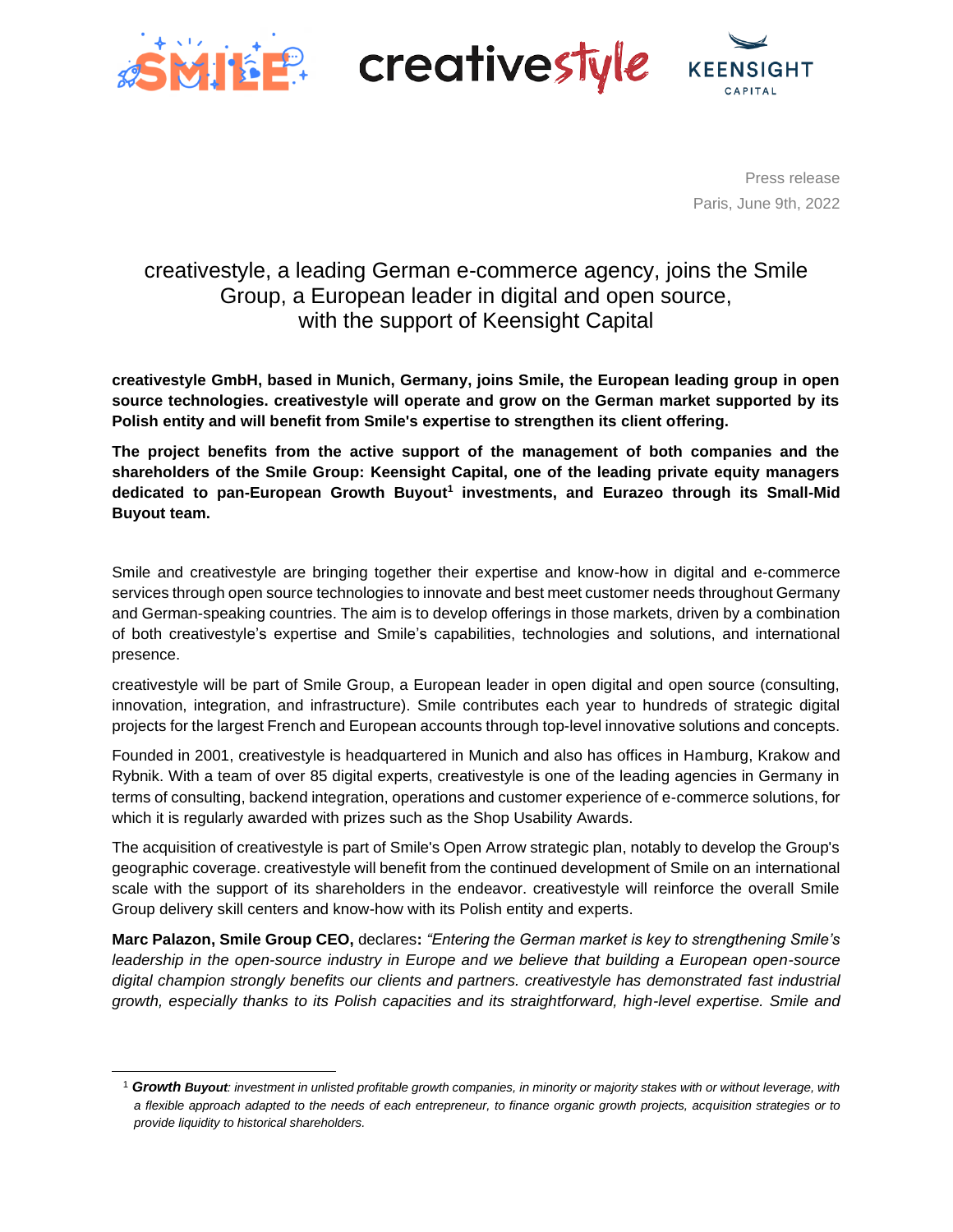Press release

Paris, June 9th, 2022

# creativestyle, a leading German e-commerce agency, joins the Smile Group, a European leader in digital and open source, with the support of Keensight Capital

**creativestyle GmbH, based in Munich, Germany, joins Smile, the European leading group in open source technologies. creativestyle will operate and grow on the German market supported by its Polish entity and will benefit from Smile's expertise to strengthen its client offering.**

**The project benefits from the active support of the management of both companies and the shareholders of the Smile Group: Keensight Capital, one of the leading private equity managers dedicated to pan-European Growth Buyout[1] investments, and Eurazeo through its Small-Mid Buyout team.**

Smile and creativestyle are bringing together their expertise and know-how in digital and e-commerce services through open source technologies to innovate and best meet customer needs throughout Germany and German-speaking countries. The aim is to develop offerings in those markets, driven by a combination of both creativestyle's expertise and Smile's capabilities, technologies and solutions, and international presence.

creativestyle will be part of Smile Group, a European leader in open digital and open source (consulting, innovation, integration, and infrastructure). Smile contributes each year to hundreds of strategic digital projects for the largest French and European accounts through top-level innovative solutions and concepts.

Founded in 2001, creativestyle is headquartered in Munich and also has offices in Hamburg, Krakow and Rybnik. With a team of over 85 digital experts, creativestyle is one of the leading agencies in Germany in terms of consulting, backend integration, operations and customer experience of e-commerce solutions, for which it is regularly awarded with prizes such as the Shop Usability Awards.

The acquisition of creativestyle is part of Smile's Open Arrow strategic plan, notably to develop the Group's geographic coverage. creativestyle will benefit from the continued development of Smile on an international scale with the support of its shareholders in the endeavor. creativestyle will reinforce the overall Smile Group delivery skill centers and know-how with its Polish entity and experts.

**Marc Palazon, Smile Group CEO,** declares**:** *"Entering the German market is key to strengthening Smile's leadership in the open-source industry in Europe and we believe that building a European open-source digital champion strongly benefits our clients and partners. creativestyle has demonstrated fast industrial growth, especially thanks to its Polish capacities and its straightforward, high-level expertise. Smile and*

[1] ***Growth Buyout****: investment in unlisted profitable growth companies, in minority or majority stakes with or without leverage, with a flexible approach adapted to the needs of each entrepreneur, to finance organic growth projects, acquisition strategies or to provide liquidity to historical shareholders.*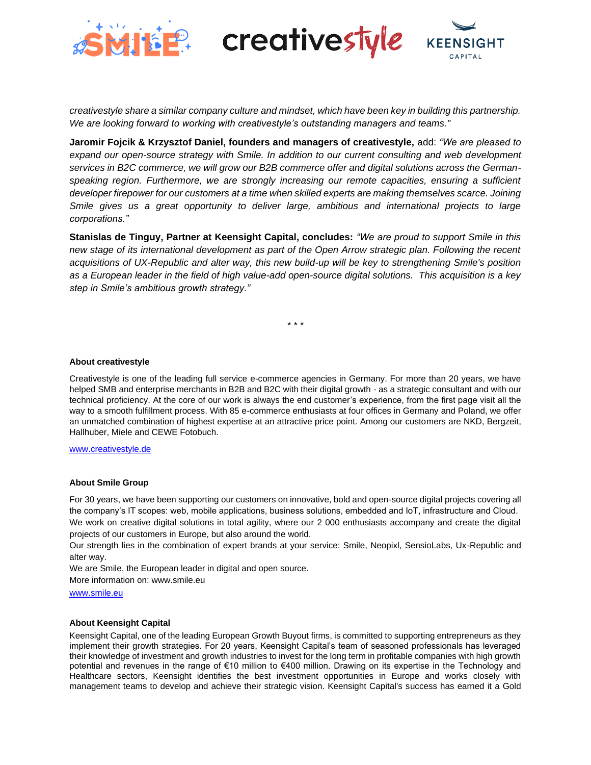*creativestyle share a similar company culture and mindset, which have been key in building this partnership. We are looking forward to working with creativestyle's outstanding managers and teams."*

**Jaromir Fojcik & Krzysztof Daniel, founders and managers of creativestyle,** add: *"We are pleased to expand our open-source strategy with Smile. In addition to our current consulting and web development services in B2C commerce, we will grow our B2B commerce offer and digital solutions across the German-speaking region. Furthermore, we are strongly increasing our remote capacities, ensuring a sufficient developer firepower for our customers at a time when skilled experts are making themselves scarce. Joining Smile gives us a great opportunity to deliver large, ambitious and international projects to large corporations."*

**Stanislas de Tinguy, Partner at Keensight Capital, concludes:** *"We are proud to support Smile in this new stage of its international development as part of the Open Arrow strategic plan. Following the recent acquisitions of UX-Republic and alter way, this new build-up will be key to strengthening Smile's position as a European leader in the field of high value-add open-source digital solutions. This acquisition is a key step in Smile's ambitious growth strategy."*

\* \* \*

**About creativestyle**

Creativestyle is one of the leading full service e-commerce agencies in Germany. For more than 20 years, we have helped SMB and enterprise merchants in B2B and B2C with their digital growth - as a strategic consultant and with our technical proficiency. At the core of our work is always the end customer's experience, from the first page visit all the way to a smooth fulfillment process. With 85 e-commerce enthusiasts at four offices in Germany and Poland, we offer an unmatched combination of highest expertise at an attractive price point. Among our customers are NKD, Bergzeit, Hallhuber, Miele and CEWE Fotobuch.

www.creativestyle.de

**About Smile Group**

For 30 years, we have been supporting our customers on innovative, bold and open-source digital projects covering all the company's IT scopes: web, mobile applications, business solutions, embedded and IoT, infrastructure and Cloud.
We work on creative digital solutions in total agility, where our 2 000 enthusiasts accompany and create the digital projects of our customers in Europe, but also around the world.
Our strength lies in the combination of expert brands at your service: Smile, Neopixl, SensioLabs, Ux-Republic and alter way.
We are Smile, the European leader in digital and open source.
More information on: www.smile.eu
www.smile.eu

**About Keensight Capital**

Keensight Capital, one of the leading European Growth Buyout firms, is committed to supporting entrepreneurs as they implement their growth strategies. For 20 years, Keensight Capital's team of seasoned professionals has leveraged their knowledge of investment and growth industries to invest for the long term in profitable companies with high growth potential and revenues in the range of €10 million to €400 million. Drawing on its expertise in the Technology and Healthcare sectors, Keensight identifies the best investment opportunities in Europe and works closely with management teams to develop and achieve their strategic vision. Keensight Capital's success has earned it a Gold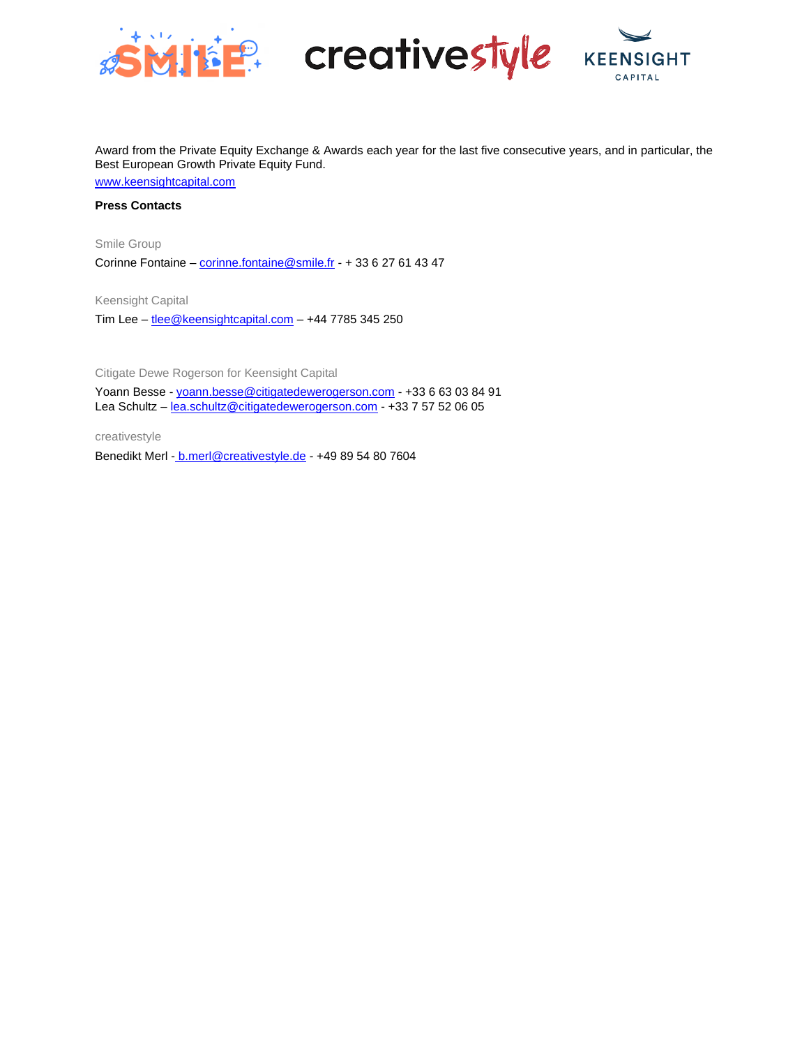Award from the Private Equity Exchange & Awards each year for the last five consecutive years, and in particular, the Best European Growth Private Equity Fund.

www.keensightcapital.com

**Press Contacts**

Smile Group

Corinne Fontaine – corinne.fontaine@smile.fr - + 33 6 27 61 43 47

Keensight Capital

Tim Lee – tlee@keensightcapital.com – +44 7785 345 250

Citigate Dewe Rogerson for Keensight Capital

Yoann Besse - yoann.besse@citigatedewerogerson.com - +33 6 63 03 84 91
Lea Schultz – lea.schultz@citigatedewerogerson.com - +33 7 57 52 06 05

creativestyle

Benedikt Merl - b.merl@creativestyle.de - +49 89 54 80 7604